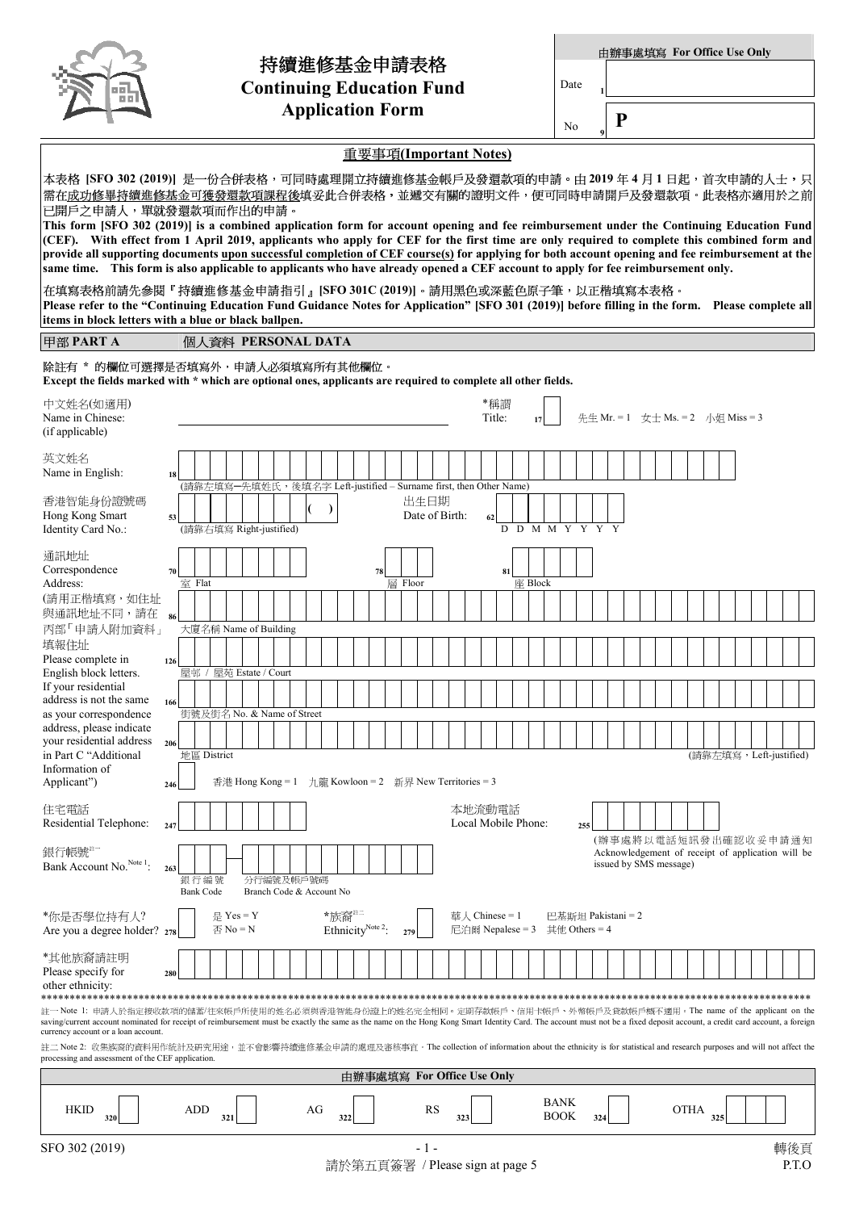由辦事處填寫 For Office Use Only

Date 1

No 9 **P**

# 持續進修基金申請表格
# Continuing Education Fund Application Form

## 重要事項(Important Notes)

本表格 **[SFO 302 (2019)]** 是一份合併表格，可同時處理開立持續進修基金帳戶及發還款項的申請。由 **2019** 年 **4** 月 **1** 日起，首次申請的人士，只需在成功修畢持續進修基金可獲發還款項課程後填妥此合併表格，並遞交有關的證明文件，便可同時申請開戶及發還款項。此表格亦適用於之前已開戶之申請人，單就發還款項而作出的申請。

**This form [SFO 302 (2019)] is a combined application form for account opening and fee reimbursement under the Continuing Education Fund (CEF). With effect from 1 April 2019, applicants who apply for CEF for the first time are only required to complete this combined form and provide all supporting documents upon successful completion of CEF course(s) for applying for both account opening and fee reimbursement at the same time. This form is also applicable to applicants who have already opened a CEF account to apply for fee reimbursement only.**

在填寫表格前請先參閱『持續進修基金申請指引』**[SFO 301C (2019)]**。請用黑色或深藍色原子筆，以正楷填寫本表格。
**Please refer to the "Continuing Education Fund Guidance Notes for Application" [SFO 301 (2019)] before filling in the form. Please complete all items in block letters with a blue or black ballpen.**

## 甲部 PART A 個人資料 PERSONAL DATA

除註有 * 的欄位可選擇是否填寫外，申請人必須填寫所有其他欄位。
**Except the fields marked with * which are optional ones, applicants are required to complete all other fields.**

中文姓名(如適用) Name in Chinese: (if applicable) ______________________

*稱謂 Title: 17 [ ] 先生 Mr. = 1 女士 Ms. = 2 小姐 Miss = 3

英文姓名 Name in English: 18 [ ]
(請靠左填寫—先填姓氏，後填名字 Left-justified – Surname first, then Other Name)

香港智能身份證號碼 Hong Kong Smart Identity Card No.: 53 [ ] ( ) (請靠右填寫 Right-justified)

出生日期 Date of Birth: 62 [ ] D D M M Y Y Y Y

通訊地址 Correspondence Address:
(請用正楷填寫，如住址與通訊地址不同，請在丙部「申請人附加資料」填報住址
Please complete in English block letters. If your residential address is not the same as your correspondence address, please indicate your residential address in Part C "Additional Information of Applicant")

70 [ ] 室 Flat 78 [ ] 層 Floor 81 [ ] 座 Block

86 [ ] 大廈名稱 Name of Building

126 [ ] 屋邨 / 屋苑 Estate / Court

166 [ ] 街號及街名 No. & Name of Street

206 [ ] 地區 District (請靠左填寫，Left-justified)

246 [ ] 香港 Hong Kong = 1 九龍 Kowloon = 2 新界 New Territories = 3

住宅電話 Residential Telephone: 247 [ ]

本地流動電話 Local Mobile Phone: 255 [ ]
(辦事處將以電話短訊發出確認收妥申請通知 Acknowledgement of receipt of application will be issued by SMS message)

銀行帳號[註一] Bank Account No.[Note 1]: 263 [ ]
銀行編號 Bank Code 分行編號及帳戶號碼 Branch Code & Account No

*你是否學位持有人? Are you a degree holder? 278 [ ] 是 Yes = Y 否 No = N

*族裔[註二] Ethnicity[Note 2]: 279 [ ] 華人 Chinese = 1 巴基斯坦 Pakistani = 2 尼泊爾 Nepalese = 3 其他 Others = 4

*其他族裔請註明 Please specify for other ethnicity: 280 [ ]

---

註一 Note 1: 申請人於指定接收款項的儲蓄/往來帳戶所使用的姓名必須與香港智能身份證上的姓名完全相同。定期存款帳戶、信用卡帳戶、外幣帳戶及貸款帳戶概不適用。The name of the applicant on the saving/current account nominated for receipt of reimbursement must be exactly the same as the name on the Hong Kong Smart Identity Card. The account must not be a fixed deposit account, a credit card account, a foreign currency account or a loan account.

註二 Note 2: 收集族裔的資料用作統計及研究用途，並不會影響持續進修基金申請的處理及審核事宜。The collection of information about the ethnicity is for statistical and research purposes and will not affect the processing and assessment of the CEF application.

| 由辦事處填寫 For Office Use Only | | | | | |
|---|---|---|---|---|---|
| HKID 320 | ADD 321 | AG 322 | RS 323 | BANK BOOK 324 | OTHA 325 |

轉後頁 P.T.O

請於第五頁簽署 / Please sign at page 5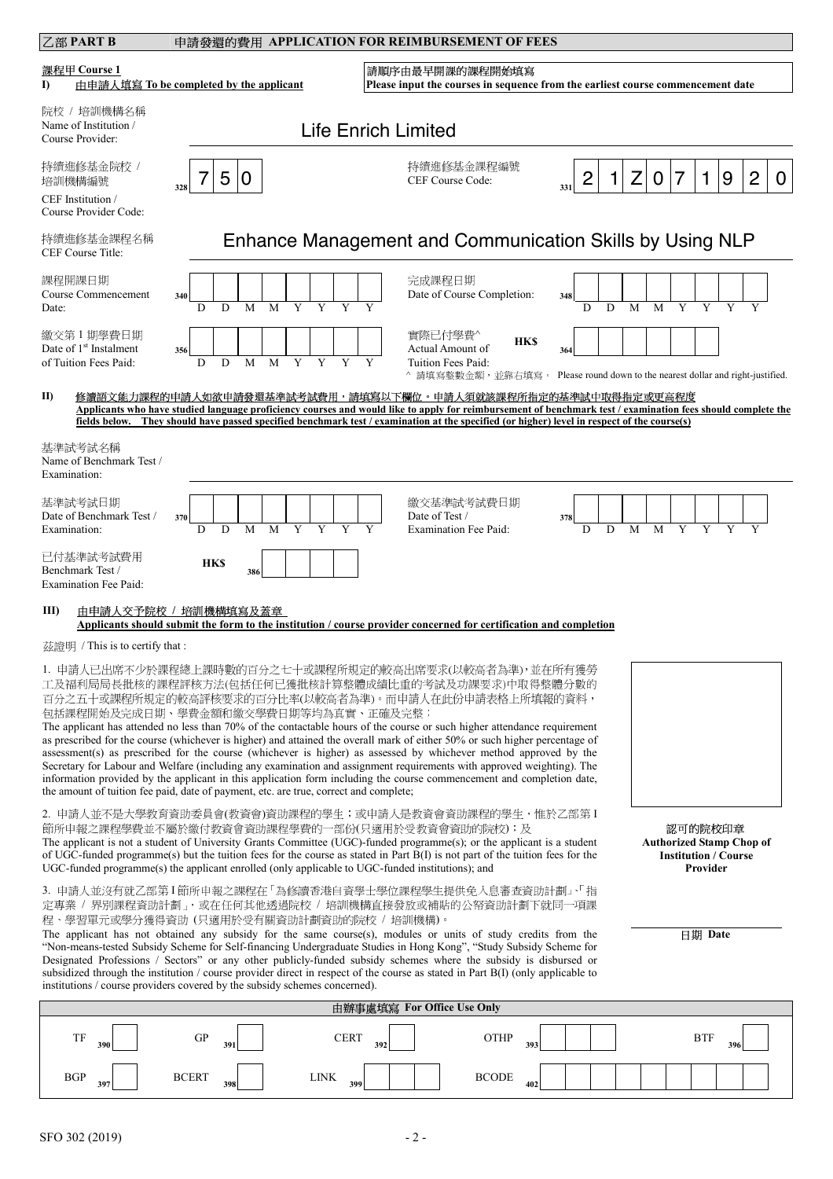## 乙部 PART B 申請發還的費用 APPLICATION FOR REIMBURSEMENT OF FEES

### 課程甲 Course 1

**I) 由申請人填寫 To be completed by the applicant**

**請順序由最早開課的課程開始填寫**
**Please input the courses in sequence from the earliest course commencement date**

院校 / 培訓機構名稱
Name of Institution / Course Provider: Life Enrich Limited

持續進修基金院校 / 培訓機構編號
CEF Institution / Course Provider Code: 328 | 7 | 5 | 0 |

持續進修基金課程編號
CEF Course Code: 331 | 2 | 1 | Z | 0 | 7 | 1 | 9 | 2 | 0 |

持續進修基金課程名稱
CEF Course Title: Enhance Management and Communication Skills by Using NLP

課程開課日期
Course Commencement Date: 340 D D M M Y Y Y Y

完成課程日期
Date of Course Completion: 348 D D M M Y Y Y Y

繳交第 1 期學費日期
Date of 1st Instalment of Tuition Fees Paid: 356 D D M M Y Y Y Y

實際已付學費^
Actual Amount of Tuition Fees Paid: HK$ 364

^ 請填寫整數金額，並靠右填寫。 Please round down to the nearest dollar and right-justified.

**II) 修讀語文能力課程的申請人如欲申請發還基準試考試費用，請填寫以下欄位。申請人須就該課程所指定的基準試中取得指定或更高程度**
**Applicants who have studied language proficiency courses and would like to apply for reimbursement of benchmark test / examination fees should complete the fields below. They should have passed specified benchmark test / examination at the specified (or higher) level in respect of the course(s)**

基準試考試名稱
Name of Benchmark Test / Examination:

基準試考試日期
Date of Benchmark Test / Examination: 370 D D M M Y Y Y Y

繳交基準試考試費日期
Date of Test / Examination Fee Paid: 378 D D M M Y Y Y Y

已付基準試考試費用
Benchmark Test / Examination Fee Paid: HK$ 386

**III) 由申請人交予院校 / 培訓機構填寫及蓋章**
**Applicants should submit the form to the institution / course provider concerned for certification and completion**

茲證明 / This is to certify that :

1. 申請人已出席不少於課程總上課時數的百分之七十或課程所規定的較高出席要求(以較高者為準)，並在所有獲勞工及福利局局長批核的課程評核方法(包括任何已獲批核計算整體成績比重的考試及功課要求)中取得整體分數的百分之五十或課程所規定的較高評核要求的百分比率(以較高者為準)。而申請人在此份申請表格上所填報的資料，包括課程開始及完成日期、學費金額和繳交學費日期等均為真實、正確及完整；
The applicant has attended no less than 70% of the contactable hours of the course or such higher attendance requirement as prescribed for the course (whichever is higher) and attained the overall mark of either 50% or such higher percentage of assessment(s) as prescribed for the course (whichever is higher) as assessed by whichever method approved by the Secretary for Labour and Welfare (including any examination and assignment requirements with approved weighting). The information provided by the applicant in this application form including the course commencement and completion date, the amount of tuition fee paid, date of payment, etc. are true, correct and complete;

2. 申請人並不是大學教育資助委員會(教資會)資助課程的學生；或申請人是教資會資助課程的學生，惟於乙部第 I 節所申報之課程學費並不屬於繳付教資會資助課程學費的一部份(只適用於受教資會資助的院校)；及
The applicant is not a student of University Grants Committee (UGC)-funded programme(s); or the applicant is a student of UGC-funded programme(s) but the tuition fees for the course as stated in Part B(I) is not part of the tuition fees for the UGC-funded programme(s) the applicant enrolled (only applicable to UGC-funded institutions); and

3. 申請人並沒有就乙部第 I 節所申報之課程在「為修讀香港自資學士學位課程學生提供免入息審查資助計劃」、「指定專業 / 界別課程資助計劃」，或在任何其他透過院校 / 培訓機構直接發放或補貼的公帑資助計劃下就同一項課程、學習單元或學分獲得資助 (只適用於受有關資助計劃資助的院校 / 培訓機構)。
The applicant has not obtained any subsidy for the same course(s), modules or units of study credits from the "Non-means-tested Subsidy Scheme for Self-financing Undergraduate Studies in Hong Kong", "Study Subsidy Scheme for Designated Professions / Sectors" or any other publicly-funded subsidy schemes where the subsidy is disbursed or subsidized through the institution / course provider direct in respect of the course as stated in Part B(I) (only applicable to institutions / course providers covered by the subsidy schemes concerned).

認可的院校印章
**Authorized Stamp Chop of Institution / Course Provider**

日期 **Date**

| 由辦事處填寫 For Office Use Only | | | | |
|---|---|---|---|---|
| TF 390 | GP 391 | CERT 392 | OTHP 393 | BTF 396 |
| BGP 397 | BCERT 398 | LINK 399 | BCODE 402 | |

SFO 302 (2019)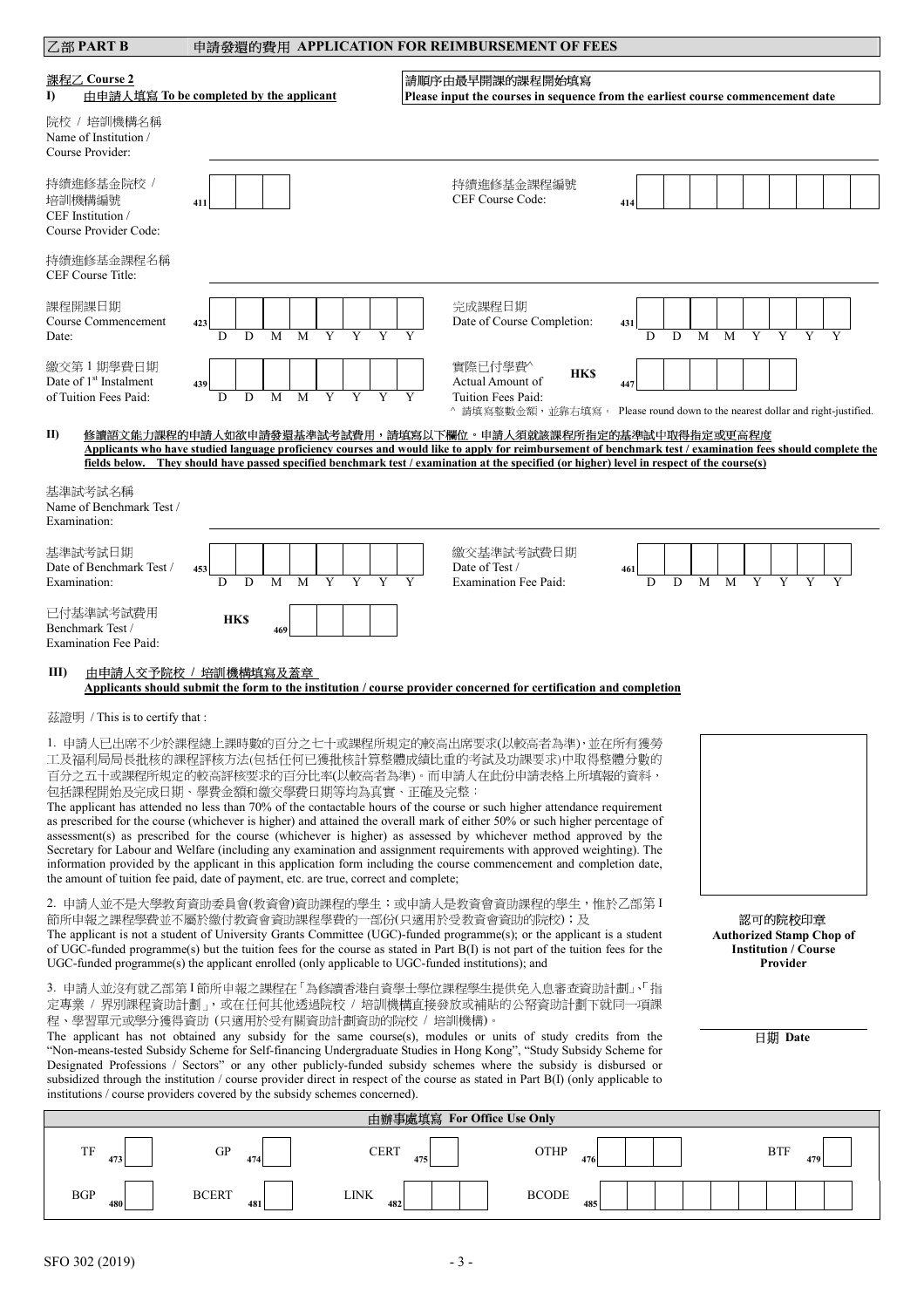## 乙部 PART B 申請發還的費用 APPLICATION FOR REIMBURSEMENT OF FEES

**課程乙 Course 2**

**I) 由申請人填寫 To be completed by the applicant**

**請順序由最早開課的課程開始填寫**
**Please input the courses in sequence from the earliest course commencement date**

院校 / 培訓機構名稱
Name of Institution / Course Provider:

持續進修基金院校 / 培訓機構編號
CEF Institution / Course Provider Code: 411

持續進修基金課程編號
CEF Course Code: 414

持續進修基金課程名稱
CEF Course Title:

課程開課日期
Course Commencement Date: 423 D D M M Y Y Y Y

完成課程日期
Date of Course Completion: 431 D D M M Y Y Y Y

繳交第 1 期學費日期
Date of 1st Instalment of Tuition Fees Paid: 439 D D M M Y Y Y Y

實際已付學費^
Actual Amount of Tuition Fees Paid: HK$ 447

^ 請填寫整數金額，並靠右填寫。 Please round down to the nearest dollar and right-justified.

**II) 修讀語文能力課程的申請人如欲申請發還基準試考試費用，請填寫以下欄位。申請人須就該課程所指定的基準試中取得指定或更高程度**
**Applicants who have studied language proficiency courses and would like to apply for reimbursement of benchmark test / examination fees should complete the fields below. They should have passed specified benchmark test / examination at the specified (or higher) level in respect of the course(s)**

基準試考試名稱
Name of Benchmark Test / Examination:

基準試考試日期
Date of Benchmark Test / Examination: 453 D D M M Y Y Y Y

繳交基準試考試費日期
Date of Test / Examination Fee Paid: 461 D D M M Y Y Y Y

已付基準試考試費用
Benchmark Test / Examination Fee Paid: HK$ 469

**III) 由申請人交予院校 / 培訓機構填寫及蓋章**
**Applicants should submit the form to the institution / course provider concerned for certification and completion**

茲證明 / This is to certify that :

1. 申請人已出席不少於課程總上課時數的百分之七十或課程所規定的較高出席要求(以較高者為準)，並在所有獲勞工及福利局局長批核的課程評核方法(包括任何已獲批核計算整體成績比重的考試及功課要求)中取得整體分數的百分之五十或課程所規定的較高評核要求的百分比率(以較高者為準)。而申請人在此份申請表格上所填報的資料，包括課程開始及完成日期、學費金額和繳交學費日期等均為真實、正確及完整；
The applicant has attended no less than 70% of the contactable hours of the course or such higher attendance requirement as prescribed for the course (whichever is higher) and attained the overall mark of either 50% or such higher percentage of assessment(s) as prescribed for the course (whichever is higher) as assessed by whichever method approved by the Secretary for Labour and Welfare (including any examination and assignment requirements with approved weighting). The information provided by the applicant in this application form including the course commencement and completion date, the amount of tuition fee paid, date of payment, etc. are true, correct and complete;

2. 申請人並不是大學教育資助委員會(教資會)資助課程的學生；或申請人是教資會資助課程的學生，惟於乙部第 I 節所申報之課程學費並不屬於繳付教資會資助課程學費的一部份(只適用於受教資會資助的院校)；及
The applicant is not a student of University Grants Committee (UGC)-funded programme(s); or the applicant is a student of UGC-funded programme(s) but the tuition fees for the course as stated in Part B(I) is not part of the tuition fees for the UGC-funded programme(s) the applicant enrolled (only applicable to UGC-funded institutions); and

3. 申請人並沒有就乙部第 I 節所申報之課程在「為修讀香港自資學士學位課程學生提供免入息審查資助計劃」、「指定專業 / 界別課程資助計劃」，或在任何其他透過院校 / 培訓機構直接發放或補貼的公帑資助計劃下就同一項課程、學習單元或學分獲得資助 (只適用於受有關資助計劃資助的院校 / 培訓機構)。
The applicant has not obtained any subsidy for the same course(s), modules or units of study credits from the "Non-means-tested Subsidy Scheme for Self-financing Undergraduate Studies in Hong Kong", "Study Subsidy Scheme for Designated Professions / Sectors" or any other publicly-funded subsidy schemes where the subsidy is disbursed or subsidized through the institution / course provider direct in respect of the course as stated in Part B(I) (only applicable to institutions / course providers covered by the subsidy schemes concerned).

認可的院校印章
**Authorized Stamp Chop of Institution / Course Provider**

日期 **Date**

| 由辦事處填寫 For Office Use Only | | | | |
|---|---|---|---|---|
| TF 473 | GP 474 | CERT 475 | OTHP 476 | BTF 479 |
| BGP 480 | BCERT 481 | LINK 482 | BCODE 485 | |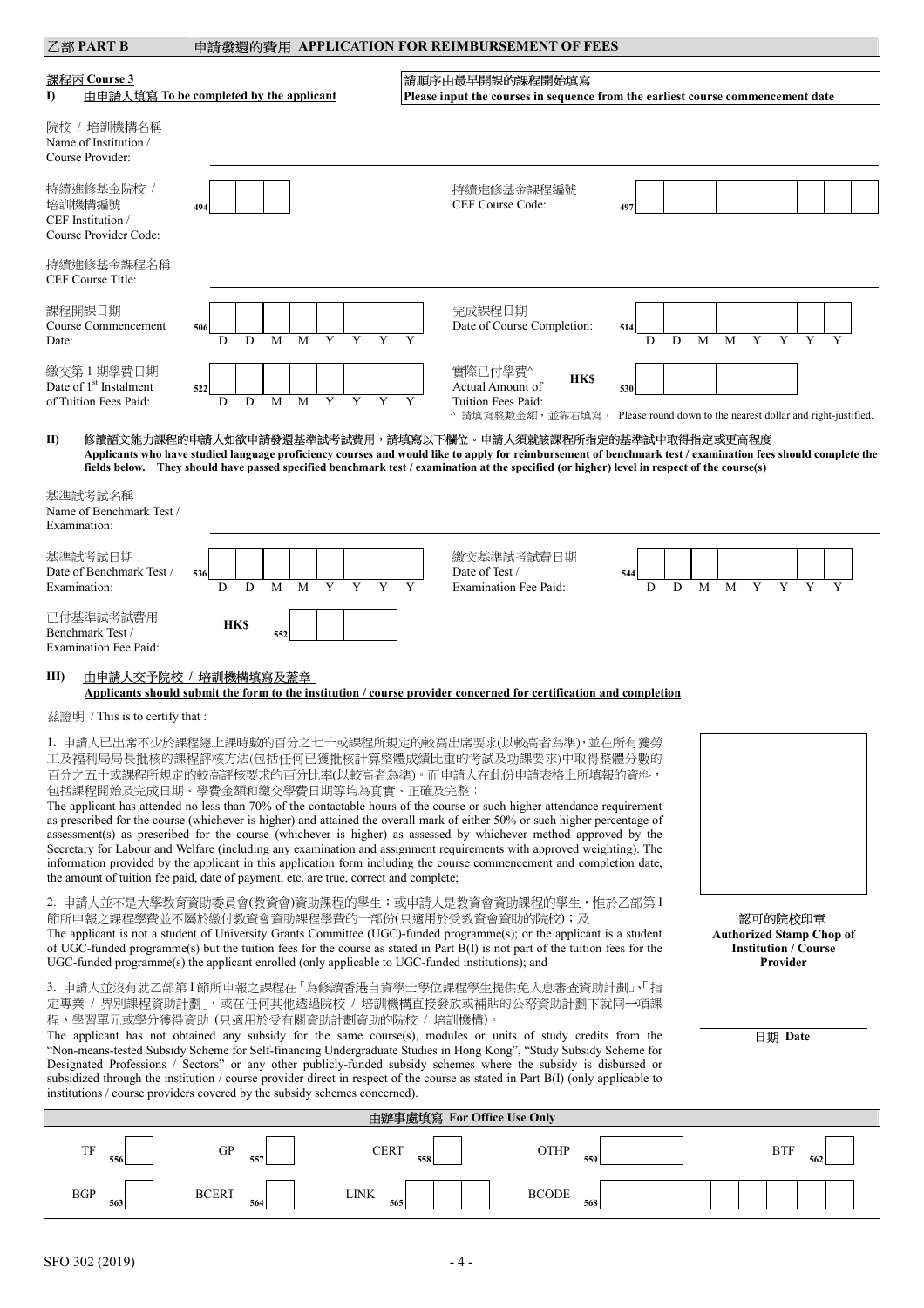## 乙部 PART B　　申請發還的費用 APPLICATION FOR REIMBURSEMENT OF FEES

### 課程丙 Course 3

**I)** 由申請人填寫 To be completed by the applicant

**請順序由最早開課的課程開始填寫**
**Please input the courses in sequence from the earliest course commencement date**

院校 / 培訓機構名稱
Name of Institution / Course Provider: ____________________

持續進修基金院校 / 培訓機構編號
CEF Institution / Course Provider Code: 494 | | | |

持續進修基金課程編號
CEF Course Code: 497 | | | | | | | | | |

持續進修基金課程名稱
CEF Course Title: ____________________

課程開課日期
Course Commencement Date: 506 | D | D | M | M | Y | Y | Y | Y |

完成課程日期
Date of Course Completion: 514 | D | D | M | M | Y | Y | Y | Y |

繳交第 1 期學費日期
Date of 1st Instalment of Tuition Fees Paid: 522 | D | D | M | M | Y | Y | Y | Y |

實際已付學費^
Actual Amount of Tuition Fees Paid: HK$ 530 | | | | | | |

^ 請填寫整數金額，並靠右填寫。 Please round down to the nearest dollar and right-justified.

**II)** 修讀語文能力課程的申請人如欲申請發還基準試考試費用，請填寫以下欄位。申請人須就該課程所指定的基準試中取得指定或更高程度
**Applicants who have studied language proficiency courses and would like to apply for reimbursement of benchmark test / examination fees should complete the fields below. They should have passed specified benchmark test / examination at the specified (or higher) level in respect of the course(s)**

基準試考試名稱
Name of Benchmark Test / Examination: ____________________

基準試考試日期
Date of Benchmark Test / Examination: 536 | D | D | M | M | Y | Y | Y | Y |

繳交基準試考試費日期
Date of Test / Examination Fee Paid: 544 | D | D | M | M | Y | Y | Y | Y |

已付基準試考試費用
Benchmark Test / Examination Fee Paid: HK$ 552 | | | | |

**III)** 由申請人交予院校 / 培訓機構填寫及蓋章
**Applicants should submit the form to the institution / course provider concerned for certification and completion**

茲證明 / This is to certify that :

1. 申請人已出席不少於課程總上課時數的百分之七十或課程所規定的較高出席要求(以較高者為準)，並在所有獲勞工及福利局局長批核的課程評核方法(包括任何已獲批核計算整體成績比重的考試及功課要求)中取得整體分數的百分之五十或課程所規定的較高評核要求的百分比率(以較高者為準)。而申請人在此份申請表格上所填報的資料，包括課程開始及完成日期、學費金額和繳交學費日期等均為真實、正確及完整；
The applicant has attended no less than 70% of the contactable hours of the course or such higher attendance requirement as prescribed for the course (whichever is higher) and attained the overall mark of either 50% or such higher percentage of assessment(s) as prescribed for the course (whichever is higher) as assessed by whichever method approved by the Secretary for Labour and Welfare (including any examination and assignment requirements with approved weighting). The information provided by the applicant in this application form including the course commencement and completion date, the amount of tuition fee paid, date of payment, etc. are true, correct and complete;

2. 申請人並不是大學教育資助委員會(教資會)資助課程的學生；或申請人是教資會資助課程的學生，惟於乙部第 I 節所申報之課程學費並不屬於繳付教資會資助課程學費的一部份(只適用於受教資會資助的院校)；及
The applicant is not a student of University Grants Committee (UGC)-funded programme(s); or the applicant is a student of UGC-funded programme(s) but the tuition fees for the course as stated in Part B(I) is not part of the tuition fees for the UGC-funded programme(s) the applicant enrolled (only applicable to UGC-funded institutions); and

3. 申請人並沒有就乙部第 I 節所申報之課程在「為修讀香港自資學士學位課程學生提供免入息審查資助計劃」、「指定專業 / 界別課程資助計劃」，或在任何其他透過院校 / 培訓機構直接發放或補貼的公帑資助計劃下就同一項課程、學習單元或學分獲得資助 (只適用於受有關資助計劃資助的院校 / 培訓機構)。
The applicant has not obtained any subsidy for the same course(s), modules or units of study credits from the "Non-means-tested Subsidy Scheme for Self-financing Undergraduate Studies in Hong Kong", "Study Subsidy Scheme for Designated Professions / Sectors" or any other publicly-funded subsidy schemes where the subsidy is disbursed or subsidized through the institution / course provider direct in respect of the course as stated in Part B(I) (only applicable to institutions / course providers covered by the subsidy schemes concerned).

認可的院校印章
**Authorized Stamp Chop of Institution / Course Provider**

日期 **Date** ____________________

| 由辦事處填寫 For Office Use Only | | | | |
|---|---|---|---|---|
| TF 556 | GP 557 | CERT 558 | OTHP 559 | BTF 562 |
| BGP 563 | BCERT 564 | LINK 565 | BCODE 568 | |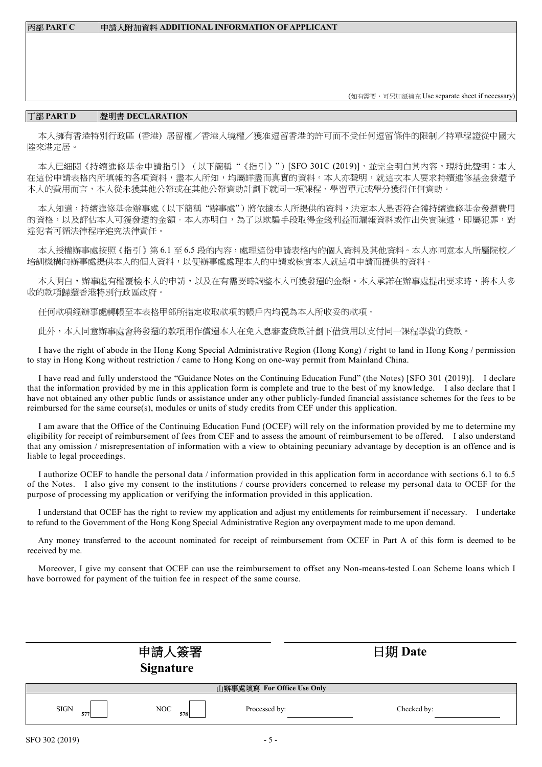## 丙部 PART C　　申請人附加資料 ADDITIONAL INFORMATION OF APPLICANT

(如有需要，可另加紙補充 Use separate sheet if necessary)

## 丁部 PART D　　聲明書 DECLARATION

本人擁有香港特別行政區 (香港) 居留權／香港入境權／獲准逗留香港的許可而不受任何逗留條件的限制／持單程證從中國大陸來港定居。

本人已細閱《持續進修基金申請指引》（以下簡稱“《指引》”）[SFO 301C (2019)]，並完全明白其內容。現特此聲明：本人在這份申請表格內所填報的各項資料，盡本人所知，均屬詳盡而真實的資料。本人亦聲明，就這次本人要求持續進修基金發還予本人的費用而言，本人從未獲其他公帑或在其他公帑資助計劃下就同一項課程、學習單元或學分獲得任何資助。

本人知道，持續進修基金辦事處（以下簡稱“辦事處”）將依據本人所提供的資料，決定本人是否符合獲持續進修基金發還費用的資格，以及評估本人可獲發還的金額。本人亦明白，為了以欺騙手段取得金錢利益而漏報資料或作出失實陳述，即屬犯罪，對違犯者可循法律程序追究法律責任。

本人授權辦事處按照《指引》第 6.1 至 6.5 段的內容，處理這份申請表格內的個人資料及其他資料。本人亦同意本人所屬院校／培訓機構向辦事處提供本人的個人資料，以便辦事處處理本人的申請或核實本人就這項申請而提供的資料。

本人明白，辦事處有權覆檢本人的申請，以及在有需要時調整本人可獲發還的金額。本人承諾在辦事處提出要求時，將本人多收的款項歸還香港特別行政區政府。

任何款項經辦事處轉帳至本表格甲部所指定收取款項的帳戶內均視為本人所收妥的款項。

此外，本人同意辦事處會將發還的款項用作償還本人在免入息審查貸款計劃下借貸用以支付同一課程學費的貸款。

I have the right of abode in the Hong Kong Special Administrative Region (Hong Kong) / right to land in Hong Kong / permission to stay in Hong Kong without restriction / came to Hong Kong on one-way permit from Mainland China.

I have read and fully understood the "Guidance Notes on the Continuing Education Fund" (the Notes) [SFO 301 (2019)]. I declare that the information provided by me in this application form is complete and true to the best of my knowledge. I also declare that I have not obtained any other public funds or assistance under any other publicly-funded financial assistance schemes for the fees to be reimbursed for the same course(s), modules or units of study credits from CEF under this application.

I am aware that the Office of the Continuing Education Fund (OCEF) will rely on the information provided by me to determine my eligibility for receipt of reimbursement of fees from CEF and to assess the amount of reimbursement to be offered. I also understand that any omission / misrepresentation of information with a view to obtaining pecuniary advantage by deception is an offence and is liable to legal proceedings.

I authorize OCEF to handle the personal data / information provided in this application form in accordance with sections 6.1 to 6.5 of the Notes. I also give my consent to the institutions / course providers concerned to release my personal data to OCEF for the purpose of processing my application or verifying the information provided in this application.

I understand that OCEF has the right to review my application and adjust my entitlements for reimbursement if necessary. I undertake to refund to the Government of the Hong Kong Special Administrative Region any overpayment made to me upon demand.

Any money transferred to the account nominated for receipt of reimbursement from OCEF in Part A of this form is deemed to be received by me.

Moreover, I give my consent that OCEF can use the reimbursement to offset any Non-means-tested Loan Scheme loans which I have borrowed for payment of the tuition fee in respect of the same course.

| 申請人簽署 Signature | 日期 Date |
|---|---|
| | |

| 由辦事處填寫 For Office Use Only | | | |
|---|---|---|---|
| SIGN 577 | NOC 578 | Processed by: | Checked by: |

SFO 302 (2019)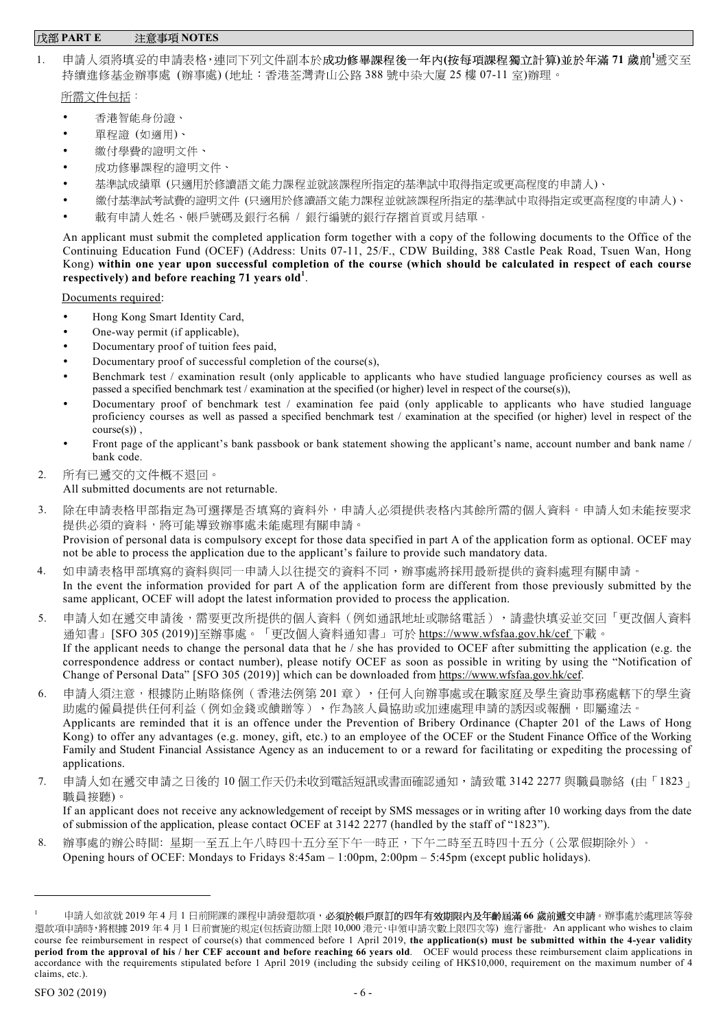## 戊部 PART E 注意事項 NOTES

1. 申請人須將填妥的申請表格，連同下列文件副本於**成功修畢課程後一年內(按每項課程獨立計算)並於年滿 71 歲前**[1]遞交至持續進修基金辦事處 (辦事處) (地址：香港荃灣青山公路 388 號中染大廈 25 樓 07-11 室)辦理。

   所需文件包括：

   - 香港智能身份證、
   - 單程證 (如適用)、
   - 繳付學費的證明文件、
   - 成功修畢課程的證明文件、
   - 基準試成績單 (只適用於修讀語文能力課程並就該課程所指定的基準試中取得指定或更高程度的申請人)、
   - 繳付基準試考試費的證明文件 (只適用於修讀語文能力課程並就該課程所指定的基準試中取得指定或更高程度的申請人)、
   - 載有申請人姓名、帳戶號碼及銀行名稱 / 銀行編號的銀行存摺首頁或月結單。

   An applicant must submit the completed application form together with a copy of the following documents to the Office of the Continuing Education Fund (OCEF) (Address: Units 07-11, 25/F., CDW Building, 388 Castle Peak Road, Tsuen Wan, Hong Kong) **within one year upon successful completion of the course (which should be calculated in respect of each course respectively) and before reaching 71 years old**[1].

   Documents required:

   - Hong Kong Smart Identity Card,
   - One-way permit (if applicable),
   - Documentary proof of tuition fees paid,
   - Documentary proof of successful completion of the course(s),
   - Benchmark test / examination result (only applicable to applicants who have studied language proficiency courses as well as passed a specified benchmark test / examination at the specified (or higher) level in respect of the course(s)),
   - Documentary proof of benchmark test / examination fee paid (only applicable to applicants who have studied language proficiency courses as well as passed a specified benchmark test / examination at the specified (or higher) level in respect of the course(s)) ,
   - Front page of the applicant's bank passbook or bank statement showing the applicant's name, account number and bank name / bank code.

2. 所有已遞交的文件概不退回。
   All submitted documents are not returnable.

3. 除在申請表格甲部指定為可選擇是否填寫的資料外，申請人必須提供表格內其餘所需的個人資料。申請人如未能按要求提供必須的資料，將可能導致辦事處未能處理有關申請。
   Provision of personal data is compulsory except for those data specified in part A of the application form as optional. OCEF may not be able to process the application due to the applicant's failure to provide such mandatory data.

4. 如申請表格甲部填寫的資料與同一申請人以往提交的資料不同，辦事處將採用最新提供的資料處理有關申請。
   In the event the information provided for part A of the application form are different from those previously submitted by the same applicant, OCEF will adopt the latest information provided to process the application.

5. 申請人如在遞交申請後，需要更改所提供的個人資料（例如通訊地址或聯絡電話），請盡快填妥並交回「更改個人資料通知書」[SFO 305 (2019)]至辦事處。「更改個人資料通知書」可於 https://www.wfsfaa.gov.hk/cef 下載。
   If the applicant needs to change the personal data that he / she has provided to OCEF after submitting the application (e.g. the correspondence address or contact number), please notify OCEF as soon as possible in writing by using the "Notification of Change of Personal Data" [SFO 305 (2019)] which can be downloaded from https://www.wfsfaa.gov.hk/cef.

6. 申請人須注意，根據防止賄賂條例（香港法例第 201 章），任何人向辦事處或在職家庭及學生資助事務處轄下的學生資助處的僱員提供任何利益（例如金錢或饋贈等），作為該人員協助或加速處理申請的誘因或報酬，即屬違法。
   Applicants are reminded that it is an offence under the Prevention of Bribery Ordinance (Chapter 201 of the Laws of Hong Kong) to offer any advantages (e.g. money, gift, etc.) to an employee of the OCEF or the Student Finance Office of the Working Family and Student Financial Assistance Agency as an inducement to or a reward for facilitating or expediting the processing of applications.

7. 申請人如在遞交申請之日後的 10 個工作天仍未收到電話短訊或書面確認通知，請致電 3142 2277 與職員聯絡 (由「1823」職員接聽)。
   If an applicant does not receive any acknowledgement of receipt by SMS messages or in writing after 10 working days from the date of submission of the application, please contact OCEF at 3142 2277 (handled by the staff of "1823").

8. 辦事處的辦公時間: 星期一至五上午八時四十五分至下午一時正，下午二時至五時四十五分（公眾假期除外）。
   Opening hours of OCEF: Mondays to Fridays 8:45am – 1:00pm, 2:00pm – 5:45pm (except public holidays).

---

[1] 申請人如欲就 2019 年 4 月 1 日前開課的課程申請發還款項，**必須於帳戶原訂的四年有效期限內及年齡屆滿 66 歲前遞交申請**。辦事處於處理該等發還款項申請時，將根據 2019 年 4 月 1 日前實施的規定(包括資助額上限 10,000 港元、申領申請次數上限四次等) 進行審批。An applicant who wishes to claim course fee reimbursement in respect of course(s) that commenced before 1 April 2019, **the application(s) must be submitted within the 4-year validity period from the approval of his / her CEF account and before reaching 66 years old**. OCEF would process these reimbursement claim applications in accordance with the requirements stipulated before 1 April 2019 (including the subsidy ceiling of HK$10,000, requirement on the maximum number of 4 claims, etc.).

SFO 302 (2019)